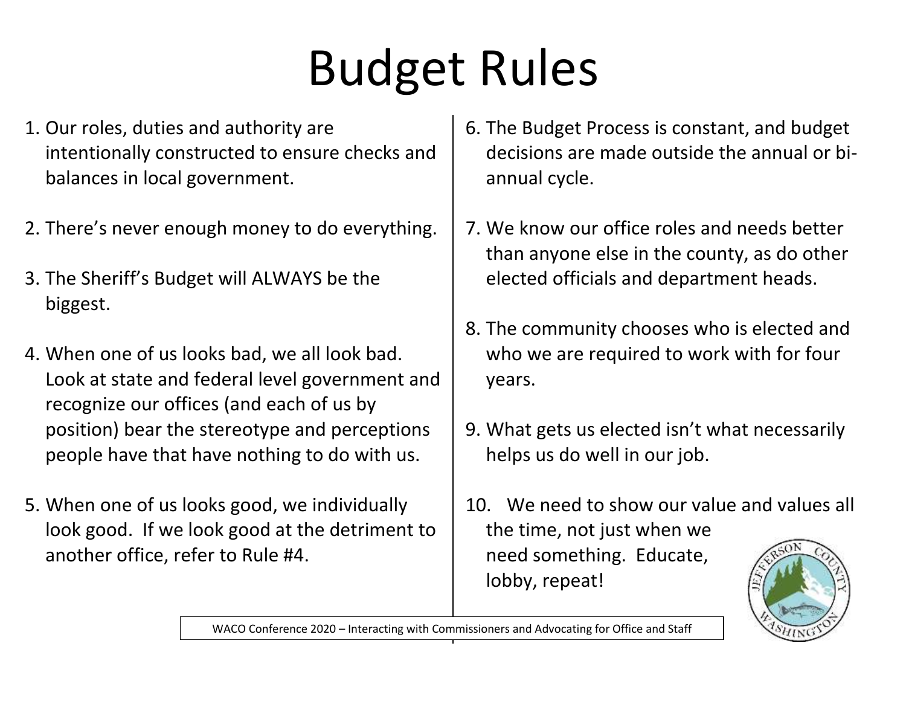# Budget Rules

1. Our roles, duties and authority are intentionally constructed to ensure checks and balances in local government.

2. There's never enough money to do everything.

3. The Sheriff's Budget will ALWAYS be the biggest.

4. When one of us looks bad, we all look bad. Look at state and federal level government and recognize our offices (and each of us by position) bear the stereotype and perceptions people have that have nothing to do with us.

5. When one of us looks good, we individually look good. If we look good at the detriment to another office, refer to Rule #4.

6. The Budget Process is constant, and budget decisions are made outside the annual or bi-annual cycle.

7. We know our office roles and needs better than anyone else in the county, as do other elected officials and department heads.

8. The community chooses who is elected and who we are required to work with for four years.

9. What gets us elected isn't what necessarily helps us do well in our job.

10. We need to show our value and values all the time, not just when we need something. Educate, lobby, repeat!

WACO Conference 2020 – Interacting with Commissioners and Advocating for Office and Staff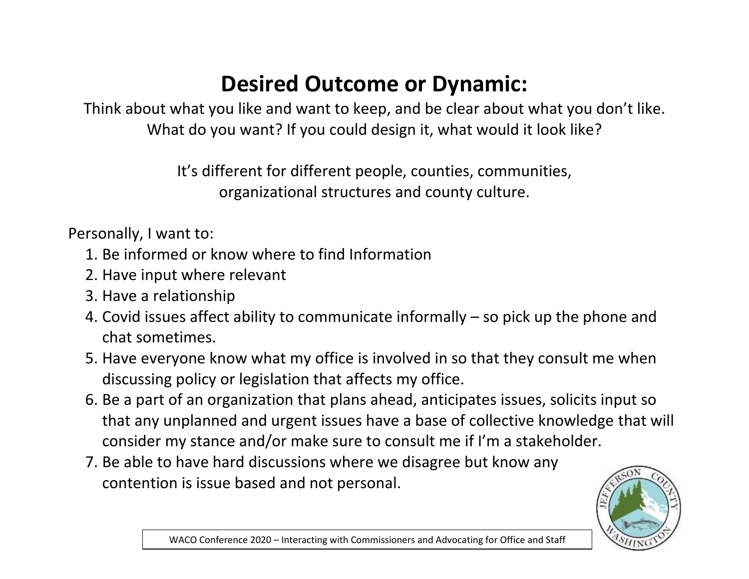# Desired Outcome or Dynamic:

Think about what you like and want to keep, and be clear about what you don't like. What do you want? If you could design it, what would it look like?

It's different for different people, counties, communities, organizational structures and county culture.

Personally, I want to:

1. Be informed or know where to find Information
2. Have input where relevant
3. Have a relationship
4. Covid issues affect ability to communicate informally – so pick up the phone and chat sometimes.
5. Have everyone know what my office is involved in so that they consult me when discussing policy or legislation that affects my office.
6. Be a part of an organization that plans ahead, anticipates issues, solicits input so that any unplanned and urgent issues have a base of collective knowledge that will consider my stance and/or make sure to consult me if I'm a stakeholder.
7. Be able to have hard discussions where we disagree but know any contention is issue based and not personal.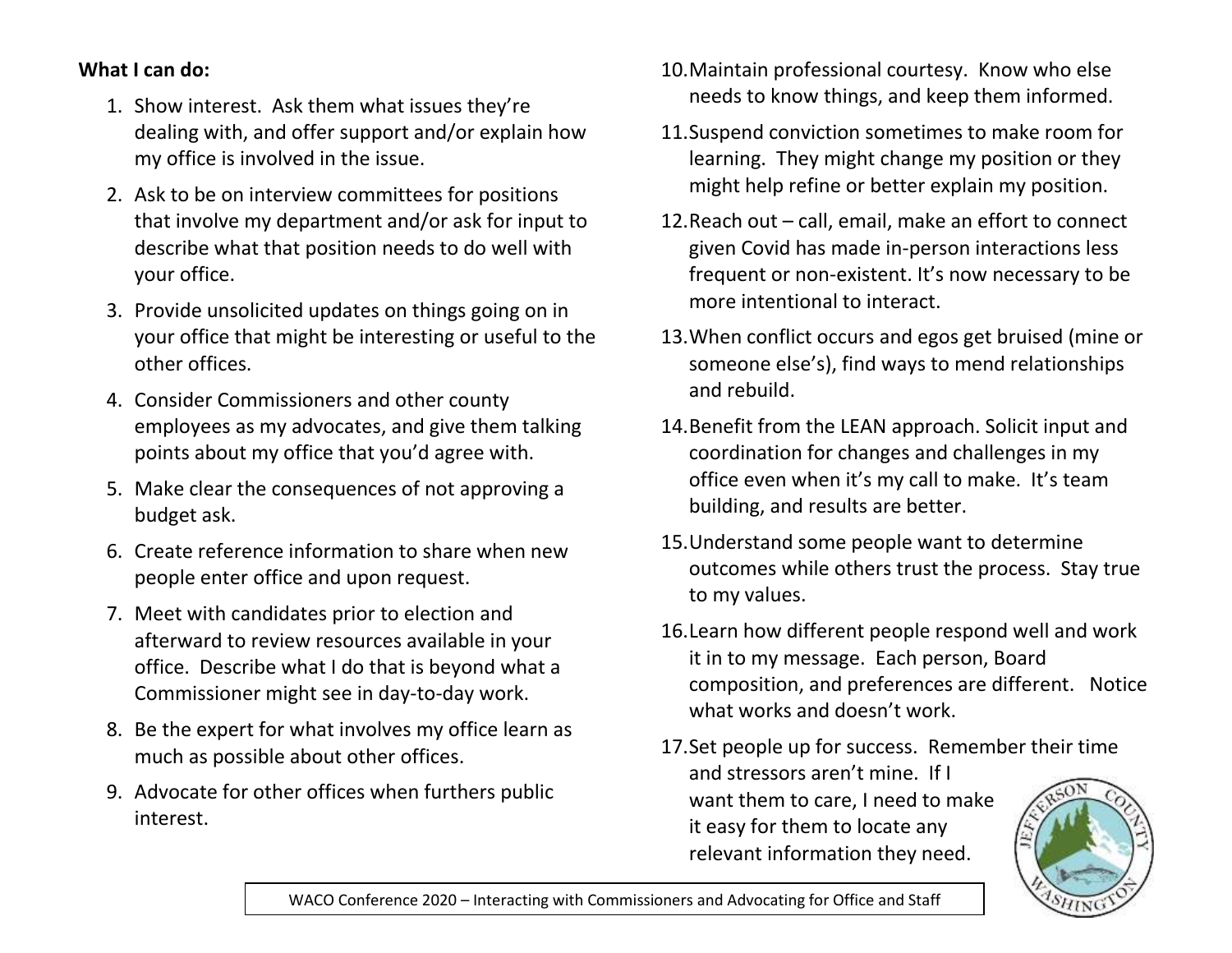**What I can do:**

1. Show interest. Ask them what issues they're dealing with, and offer support and/or explain how my office is involved in the issue.
2. Ask to be on interview committees for positions that involve my department and/or ask for input to describe what that position needs to do well with your office.
3. Provide unsolicited updates on things going on in your office that might be interesting or useful to the other offices.
4. Consider Commissioners and other county employees as my advocates, and give them talking points about my office that you'd agree with.
5. Make clear the consequences of not approving a budget ask.
6. Create reference information to share when new people enter office and upon request.
7. Meet with candidates prior to election and afterward to review resources available in your office. Describe what I do that is beyond what a Commissioner might see in day-to-day work.
8. Be the expert for what involves my office learn as much as possible about other offices.
9. Advocate for other offices when furthers public interest.
10. Maintain professional courtesy. Know who else needs to know things, and keep them informed.
11. Suspend conviction sometimes to make room for learning. They might change my position or they might help refine or better explain my position.
12. Reach out – call, email, make an effort to connect given Covid has made in-person interactions less frequent or non-existent. It's now necessary to be more intentional to interact.
13. When conflict occurs and egos get bruised (mine or someone else's), find ways to mend relationships and rebuild.
14. Benefit from the LEAN approach. Solicit input and coordination for changes and challenges in my office even when it's my call to make. It's team building, and results are better.
15. Understand some people want to determine outcomes while others trust the process. Stay true to my values.
16. Learn how different people respond well and work it in to my message. Each person, Board composition, and preferences are different. Notice what works and doesn't work.
17. Set people up for success. Remember their time and stressors aren't mine. If I want them to care, I need to make it easy for them to locate any relevant information they need.

WACO Conference 2020 – Interacting with Commissioners and Advocating for Office and Staff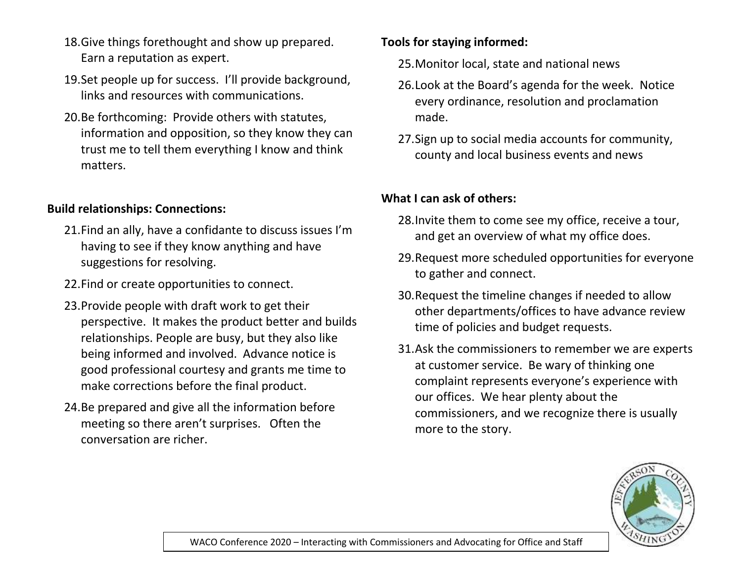18. Give things forethought and show up prepared. Earn a reputation as expert.
19. Set people up for success. I'll provide background, links and resources with communications.
20. Be forthcoming: Provide others with statutes, information and opposition, so they know they can trust me to tell them everything I know and think matters.

**Build relationships: Connections:**

21. Find an ally, have a confidante to discuss issues I'm having to see if they know anything and have suggestions for resolving.
22. Find or create opportunities to connect.
23. Provide people with draft work to get their perspective. It makes the product better and builds relationships. People are busy, but they also like being informed and involved. Advance notice is good professional courtesy and grants me time to make corrections before the final product.
24. Be prepared and give all the information before meeting so there aren't surprises. Often the conversation are richer.

**Tools for staying informed:**

25. Monitor local, state and national news
26. Look at the Board's agenda for the week. Notice every ordinance, resolution and proclamation made.
27. Sign up to social media accounts for community, county and local business events and news

**What I can ask of others:**

28. Invite them to come see my office, receive a tour, and get an overview of what my office does.
29. Request more scheduled opportunities for everyone to gather and connect.
30. Request the timeline changes if needed to allow other departments/offices to have advance review time of policies and budget requests.
31. Ask the commissioners to remember we are experts at customer service. Be wary of thinking one complaint represents everyone's experience with our offices. We hear plenty about the commissioners, and we recognize there is usually more to the story.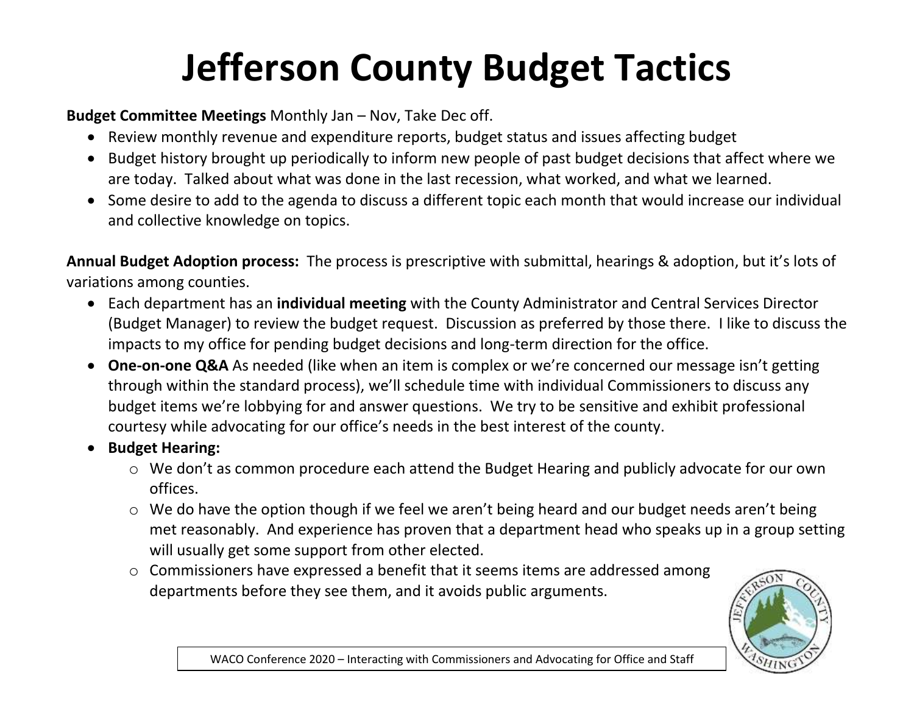# Jefferson County Budget Tactics

**Budget Committee Meetings** Monthly Jan – Nov, Take Dec off.

- Review monthly revenue and expenditure reports, budget status and issues affecting budget
- Budget history brought up periodically to inform new people of past budget decisions that affect where we are today. Talked about what was done in the last recession, what worked, and what we learned.
- Some desire to add to the agenda to discuss a different topic each month that would increase our individual and collective knowledge on topics.

**Annual Budget Adoption process:** The process is prescriptive with submittal, hearings & adoption, but it's lots of variations among counties.

- Each department has an **individual meeting** with the County Administrator and Central Services Director (Budget Manager) to review the budget request. Discussion as preferred by those there. I like to discuss the impacts to my office for pending budget decisions and long-term direction for the office.
- **One-on-one Q&A** As needed (like when an item is complex or we're concerned our message isn't getting through within the standard process), we'll schedule time with individual Commissioners to discuss any budget items we're lobbying for and answer questions. We try to be sensitive and exhibit professional courtesy while advocating for our office's needs in the best interest of the county.
- **Budget Hearing:**
  - We don't as common procedure each attend the Budget Hearing and publicly advocate for our own offices.
  - We do have the option though if we feel we aren't being heard and our budget needs aren't being met reasonably. And experience has proven that a department head who speaks up in a group setting will usually get some support from other elected.
  - Commissioners have expressed a benefit that it seems items are addressed among departments before they see them, and it avoids public arguments.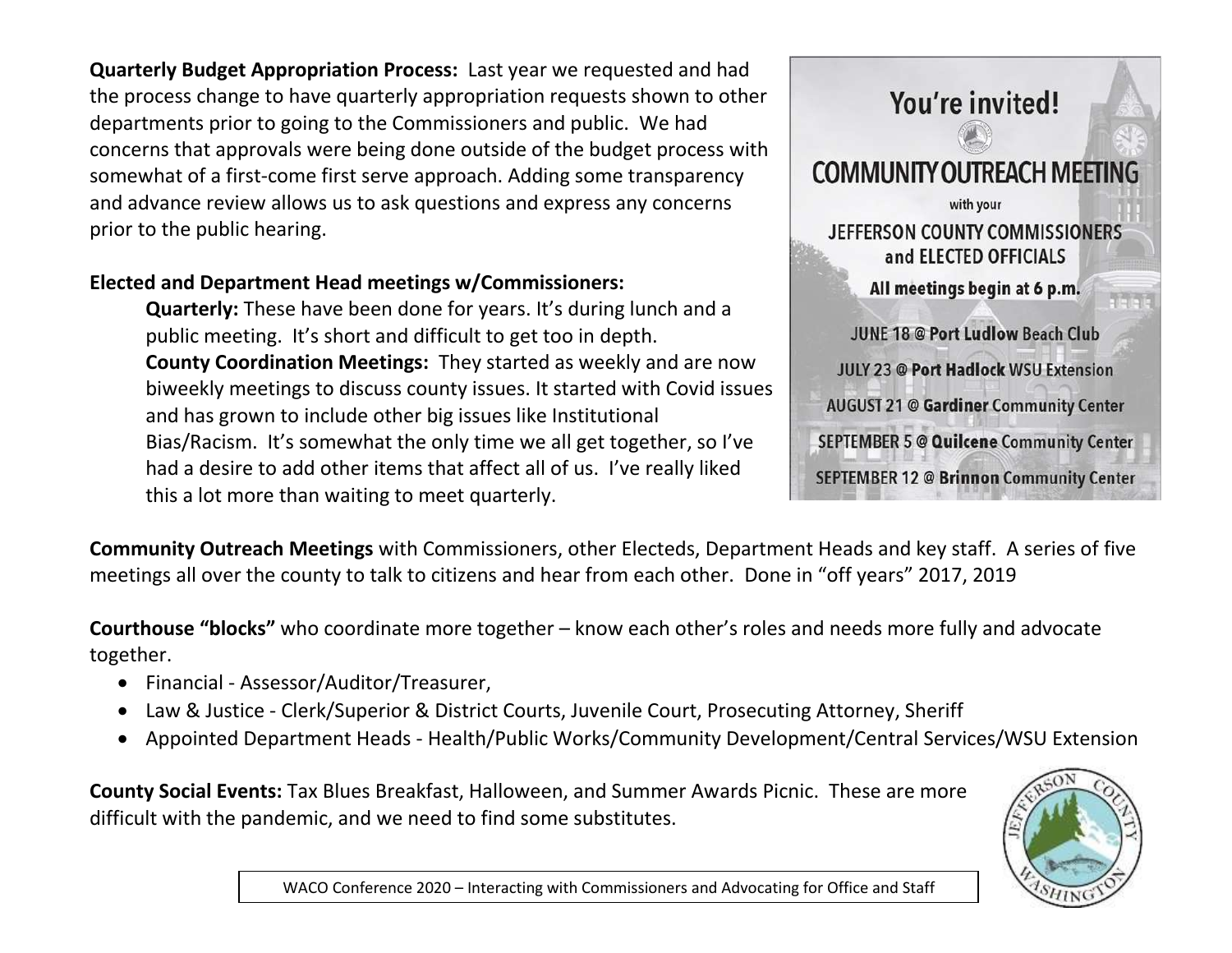**Quarterly Budget Appropriation Process:** Last year we requested and had the process change to have quarterly appropriation requests shown to other departments prior to going to the Commissioners and public. We had concerns that approvals were being done outside of the budget process with somewhat of a first-come first serve approach. Adding some transparency and advance review allows us to ask questions and express any concerns prior to the public hearing.

**Elected and Department Head meetings w/Commissioners:**

**Quarterly:** These have been done for years. It's during lunch and a public meeting. It's short and difficult to get too in depth.

**County Coordination Meetings:** They started as weekly and are now biweekly meetings to discuss county issues. It started with Covid issues and has grown to include other big issues like Institutional Bias/Racism. It's somewhat the only time we all get together, so I've had a desire to add other items that affect all of us. I've really liked this a lot more than waiting to meet quarterly.

You're invited!

COMMUNITY OUTREACH MEETING

with your

JEFFERSON COUNTY COMMISSIONERS and ELECTED OFFICIALS

All meetings begin at 6 p.m.

JUNE 18 @ **Port Ludlow** Beach Club

JULY 23 @ **Port Hadlock** WSU Extension

AUGUST 21 @ **Gardiner** Community Center

SEPTEMBER 5 @ **Quilcene** Community Center

SEPTEMBER 12 @ **Brinnon** Community Center

**Community Outreach Meetings** with Commissioners, other Electeds, Department Heads and key staff. A series of five meetings all over the county to talk to citizens and hear from each other. Done in "off years" 2017, 2019

**Courthouse "blocks"** who coordinate more together – know each other's roles and needs more fully and advocate together.

- Financial - Assessor/Auditor/Treasurer,
- Law & Justice - Clerk/Superior & District Courts, Juvenile Court, Prosecuting Attorney, Sheriff
- Appointed Department Heads - Health/Public Works/Community Development/Central Services/WSU Extension

**County Social Events:** Tax Blues Breakfast, Halloween, and Summer Awards Picnic. These are more difficult with the pandemic, and we need to find some substitutes.

WACO Conference 2020 – Interacting with Commissioners and Advocating for Office and Staff